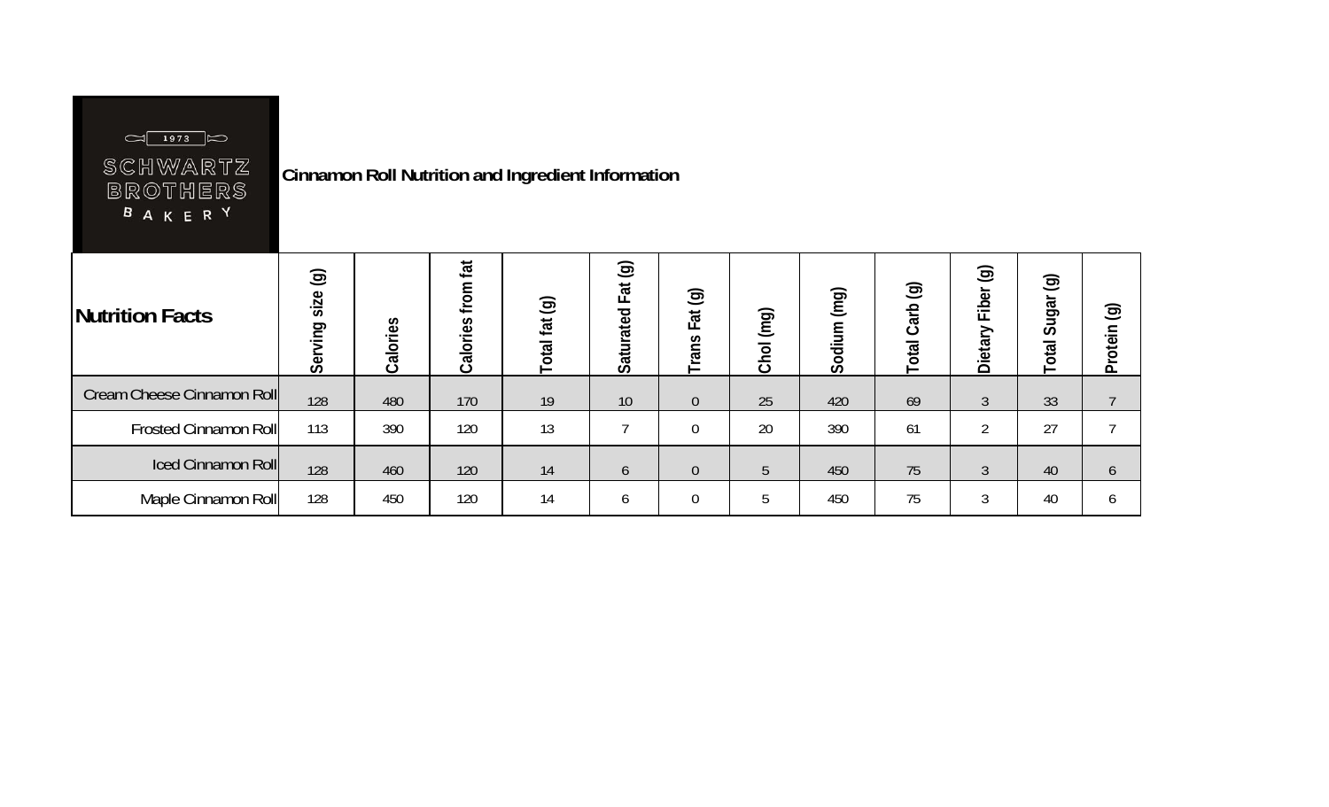SCHWARTZ BROTHERS BAKERY 1973

# Cinnamon Roll Nutrition and Ingredient Information

| Nutrition Facts | Serving size (g) | Calories | Calories from fat | Total fat (g) | Saturated Fat (g) | Trans Fat (g) | Chol (mg) | Sodium (mg) | Total Carb (g) | Dietary Fiber (g) | Total Sugar (g) | Protein (g) |
|---|---|---|---|---|---|---|---|---|---|---|---|---|
| Cream Cheese Cinnamon Roll | 128 | 480 | 170 | 19 | 10 | 0 | 25 | 420 | 69 | 3 | 33 | 7 |
| Frosted Cinnamon Roll | 113 | 390 | 120 | 13 | 7 | 0 | 20 | 390 | 61 | 2 | 27 | 7 |
| Iced Cinnamon Roll | 128 | 460 | 120 | 14 | 6 | 0 | 5 | 450 | 75 | 3 | 40 | 6 |
| Maple Cinnamon Roll | 128 | 450 | 120 | 14 | 6 | 0 | 5 | 450 | 75 | 3 | 40 | 6 |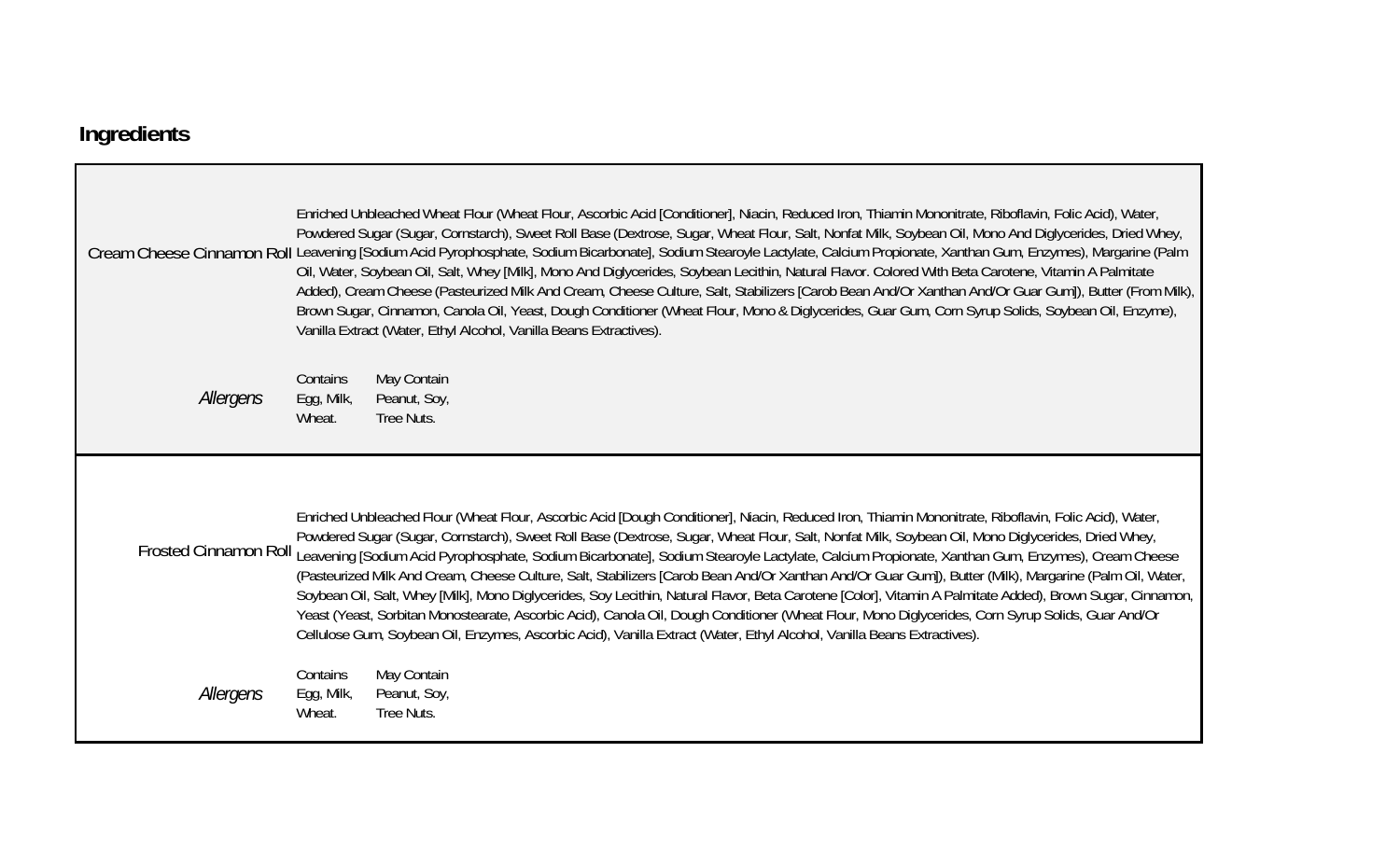## Ingredients

| | |
|---|---|
| Cream Cheese Cinnamon Roll | Enriched Unbleached Wheat Flour (Wheat Flour, Ascorbic Acid [Conditioner], Niacin, Reduced Iron, Thiamin Mononitrate, Riboflavin, Folic Acid), Water, Powdered Sugar (Sugar, Cornstarch), Sweet Roll Base (Dextrose, Sugar, Wheat Flour, Salt, Nonfat Milk, Soybean Oil, Mono And Diglycerides, Dried Whey, Leavening [Sodium Acid Pyrophosphate, Sodium Bicarbonate], Sodium Stearoyle Lactylate, Calcium Propionate, Xanthan Gum, Enzymes), Margarine (Palm Oil, Water, Soybean Oil, Salt, Whey [Milk], Mono And Diglycerides, Soybean Lecithin, Natural Flavor. Colored With Beta Carotene, Vitamin A Palmitate Added), Cream Cheese (Pasteurized Milk And Cream, Cheese Culture, Salt, Stabilizers [Carob Bean And/Or Xanthan And/Or Guar Gum]), Butter (From Milk), Brown Sugar, Cinnamon, Canola Oil, Yeast, Dough Conditioner (Wheat Flour, Mono & Diglycerides, Guar Gum, Corn Syrup Solids, Soybean Oil, Enzyme), Vanilla Extract (Water, Ethyl Alcohol, Vanilla Beans Extractives). |
| *Allergens* | Contains: Egg, Milk, Wheat. May Contain: Peanut, Soy, Tree Nuts. |
| Frosted Cinnamon Roll | Enriched Unbleached Flour (Wheat Flour, Ascorbic Acid [Dough Conditioner], Niacin, Reduced Iron, Thiamin Mononitrate, Riboflavin, Folic Acid), Water, Powdered Sugar (Sugar, Cornstarch), Sweet Roll Base (Dextrose, Sugar, Wheat Flour, Salt, Nonfat Milk, Soybean Oil, Mono Diglycerides, Dried Whey, Leavening [Sodium Acid Pyrophosphate, Sodium Bicarbonate], Sodium Stearoyle Lactylate, Calcium Propionate, Xanthan Gum, Enzymes), Cream Cheese (Pasteurized Milk And Cream, Cheese Culture, Salt, Stabilizers [Carob Bean And/Or Xanthan And/Or Guar Gum]), Butter (Milk), Margarine (Palm Oil, Water, Soybean Oil, Salt, Whey [Milk], Mono Diglycerides, Soy Lecithin, Natural Flavor, Beta Carotene [Color], Vitamin A Palmitate Added), Brown Sugar, Cinnamon, Yeast (Yeast, Sorbitan Monostearate, Ascorbic Acid), Canola Oil, Dough Conditioner (Wheat Flour, Mono Diglycerides, Corn Syrup Solids, Guar And/Or Cellulose Gum, Soybean Oil, Enzymes, Ascorbic Acid), Vanilla Extract (Water, Ethyl Alcohol, Vanilla Beans Extractives). |
| *Allergens* | Contains: Egg, Milk, Wheat. May Contain: Peanut, Soy, Tree Nuts. |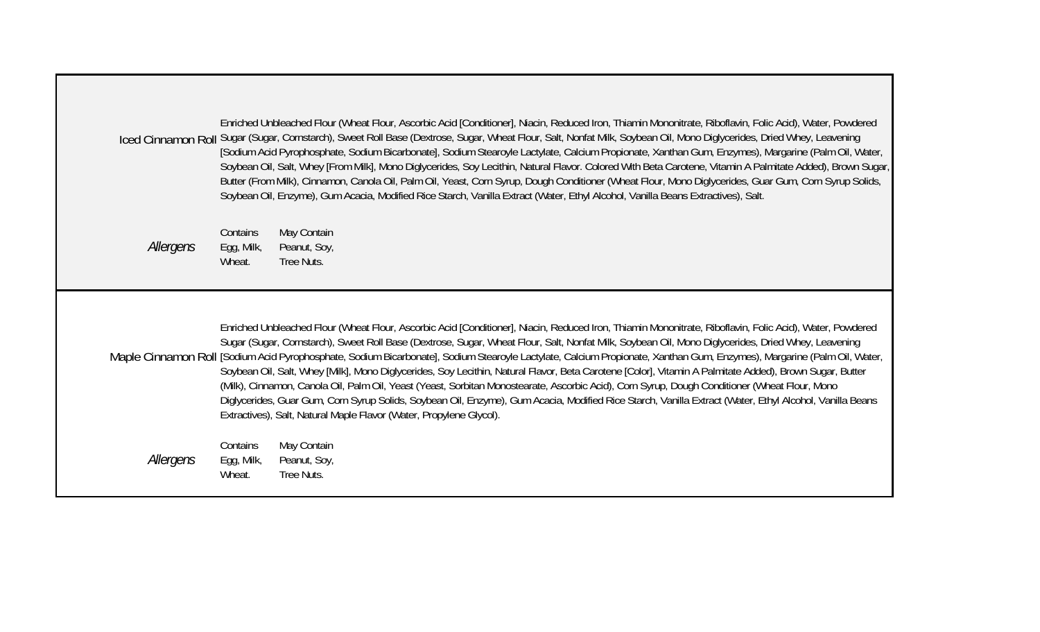| | |
|---|---|
| Iced Cinnamon Roll | Enriched Unbleached Flour (Wheat Flour, Ascorbic Acid [Conditioner], Niacin, Reduced Iron, Thiamin Mononitrate, Riboflavin, Folic Acid), Water, Powdered Sugar (Sugar, Cornstarch), Sweet Roll Base (Dextrose, Sugar, Wheat Flour, Salt, Nonfat Milk, Soybean Oil, Mono Diglycerides, Dried Whey, Leavening [Sodium Acid Pyrophosphate, Sodium Bicarbonate], Sodium Stearoyle Lactylate, Calcium Propionate, Xanthan Gum, Enzymes), Margarine (Palm Oil, Water, Soybean Oil, Salt, Whey [From Milk], Mono Diglycerides, Soy Lecithin, Natural Flavor. Colored With Beta Carotene, Vitamin A Palmitate Added), Brown Sugar, Butter (From Milk), Cinnamon, Canola Oil, Palm Oil, Yeast, Corn Syrup, Dough Conditioner (Wheat Flour, Mono Diglycerides, Guar Gum, Corn Syrup Solids, Soybean Oil, Enzyme), Gum Acacia, Modified Rice Starch, Vanilla Extract (Water, Ethyl Alcohol, Vanilla Beans Extractives), Salt. |
| *Allergens* | Contains: Egg, Milk, Wheat. May Contain: Peanut, Soy, Tree Nuts. |
| Maple Cinnamon Roll | Enriched Unbleached Flour (Wheat Flour, Ascorbic Acid [Conditioner], Niacin, Reduced Iron, Thiamin Mononitrate, Riboflavin, Folic Acid), Water, Powdered Sugar (Sugar, Cornstarch), Sweet Roll Base (Dextrose, Sugar, Wheat Flour, Salt, Nonfat Milk, Soybean Oil, Mono Diglycerides, Dried Whey, Leavening [Sodium Acid Pyrophosphate, Sodium Bicarbonate], Sodium Stearoyle Lactylate, Calcium Propionate, Xanthan Gum, Enzymes), Margarine (Palm Oil, Water, Soybean Oil, Salt, Whey [Milk], Mono Diglycerides, Soy Lecithin, Natural Flavor, Beta Carotene [Color], Vitamin A Palmitate Added), Brown Sugar, Butter (Milk), Cinnamon, Canola Oil, Palm Oil, Yeast (Yeast, Sorbitan Monostearate, Ascorbic Acid), Corn Syrup, Dough Conditioner (Wheat Flour, Mono Diglycerides, Guar Gum, Corn Syrup Solids, Soybean Oil, Enzyme), Gum Acacia, Modified Rice Starch, Vanilla Extract (Water, Ethyl Alcohol, Vanilla Beans Extractives), Salt, Natural Maple Flavor (Water, Propylene Glycol). |
| *Allergens* | Contains: Egg, Milk, Wheat. May Contain: Peanut, Soy, Tree Nuts. |